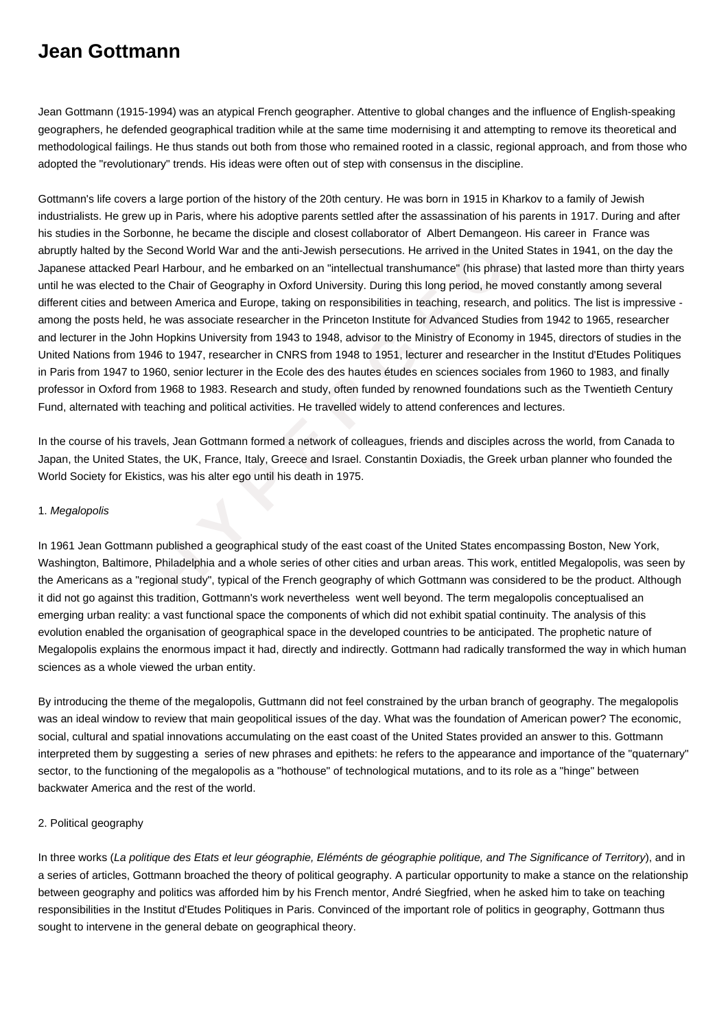# Jean Gottmann

Jean Gottmann (1915-1994) was an atypical French geographer. Attentive to global changes and the influence of English-speaking geographers, he defended geographical tradition while at the same time modernising it and attempting to remove its theoretical and methodological failings. He thus stands out both from those who remained rooted in a classic, regional approach, and from those who adopted the "revolutionary" trends. His ideas were often out of step with consensus in the discipline.

Gottmann's life covers a large portion of the history of the 20th century. He was born in 1915 in Kharkov to a family of Jewish industrialists. He grew up in Paris, where his adoptive parents settled after the assassination of his parents in 1917. During and after his studies in the Sorbonne, he became the disciple and closest collaborator of Albert Demangeon. His career in France was abruptly halted by the Second World War and the anti-Jewish persecutions. He arrived in the United States in 1941, on the day the Japanese attacked Pearl Harbour, and he embarked on an "intellectual transhumance" (his phrase) that lasted more than thirty years until he was elected to the Chair of Geography in Oxford University. During this long period, he moved constantly among several different cities and between America and Europe, taking on responsibilities in teaching, research, and politics. The list is impressive - among the posts held, he was associate researcher in the Princeton Institute for Advanced Studies from 1942 to 1965, researcher and lecturer in the John Hopkins University from 1943 to 1948, advisor to the Ministry of Economy in 1945, directors of studies in the United Nations from 1946 to 1947, researcher in CNRS from 1948 to 1951, lecturer and researcher in the Institut d'Etudes Politiques in Paris from 1947 to 1960, senior lecturer in the Ecole des des hautes études en sciences sociales from 1960 to 1983, and finally professor in Oxford from 1968 to 1983. Research and study, often funded by renowned foundations such as the Twentieth Century Fund, alternated with teaching and political activities. He travelled widely to attend conferences and lectures.

In the course of his travels, Jean Gottmann formed a network of colleagues, friends and disciples across the world, from Canada to Japan, the United States, the UK, France, Italy, Greece and Israel. Constantin Doxiadis, the Greek urban planner who founded the World Society for Ekistics, was his alter ego until his death in 1975.

1. *Megalopolis*

In 1961 Jean Gottmann published a geographical study of the east coast of the United States encompassing Boston, New York, Washington, Baltimore, Philadelphia and a whole series of other cities and urban areas. This work, entitled Megalopolis, was seen by the Americans as a "regional study", typical of the French geography of which Gottmann was considered to be the product. Although it did not go against this tradition, Gottmann's work nevertheless went well beyond. The term megalopolis conceptualised an emerging urban reality: a vast functional space the components of which did not exhibit spatial continuity. The analysis of this evolution enabled the organisation of geographical space in the developed countries to be anticipated. The prophetic nature of Megalopolis explains the enormous impact it had, directly and indirectly. Gottmann had radically transformed the way in which human sciences as a whole viewed the urban entity.

By introducing the theme of the megalopolis, Guttmann did not feel constrained by the urban branch of geography. The megalopolis was an ideal window to review that main geopolitical issues of the day. What was the foundation of American power? The economic, social, cultural and spatial innovations accumulating on the east coast of the United States provided an answer to this. Gottmann interpreted them by suggesting a series of new phrases and epithets: he refers to the appearance and importance of the "quaternary" sector, to the functioning of the megalopolis as a "hothouse" of technological mutations, and to its role as a "hinge" between backwater America and the rest of the world.

2. Political geography

In three works (*La politique des Etats et leur géographie, Eléménts de géographie politique, and The Significance of Territory*), and in a series of articles, Gottmann broached the theory of political geography. A particular opportunity to make a stance on the relationship between geography and politics was afforded him by his French mentor, André Siegfried, when he asked him to take on teaching responsibilities in the Institut d'Etudes Politiques in Paris. Convinced of the important role of politics in geography, Gottmann thus sought to intervene in the general debate on geographical theory.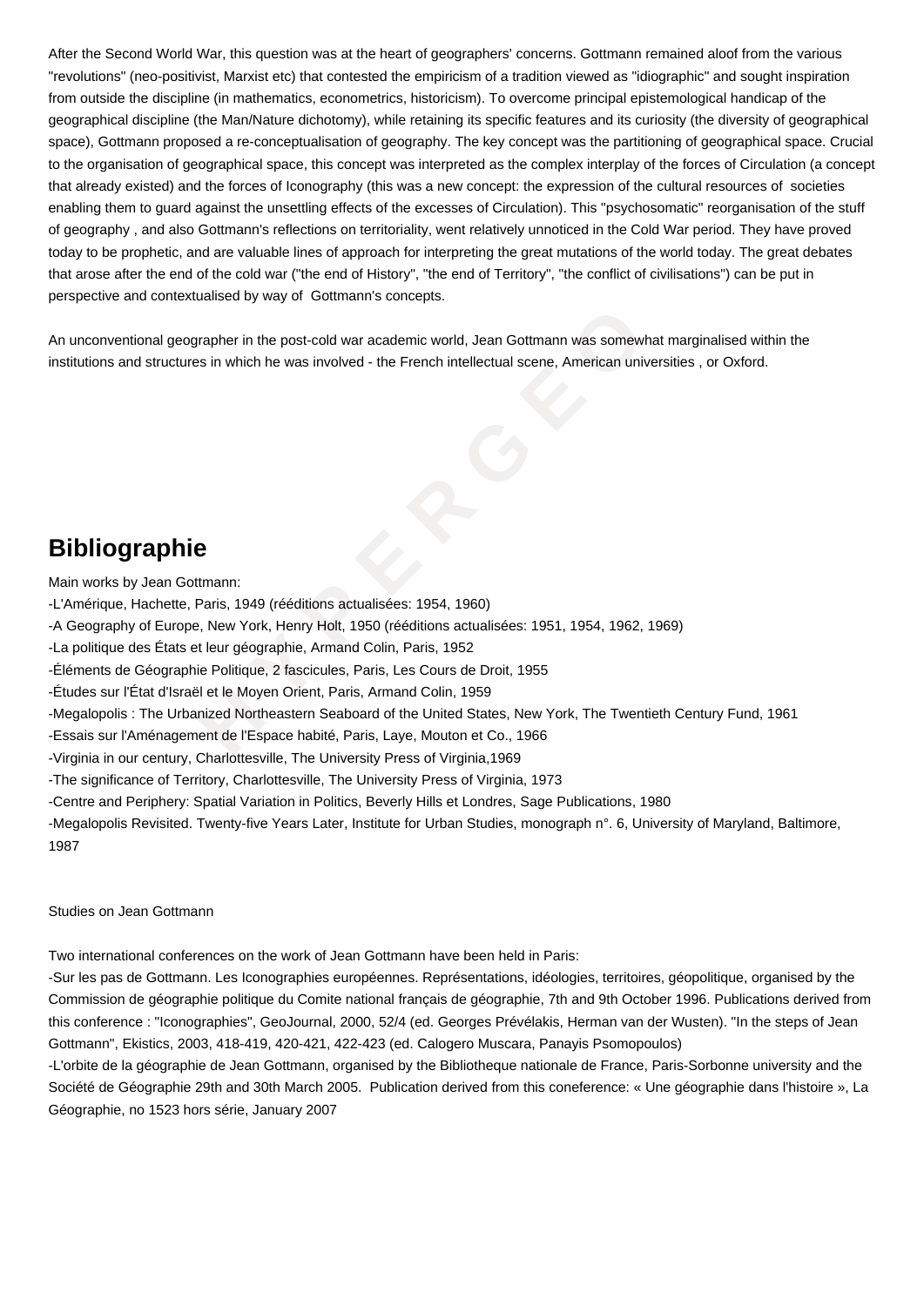After the Second World War, this question was at the heart of geographers' concerns. Gottmann remained aloof from the various "revolutions" (neo-positivist, Marxist etc) that contested the empiricism of a tradition viewed as "idiographic" and sought inspiration from outside the discipline (in mathematics, econometrics, historicism). To overcome principal epistemological handicap of the geographical discipline (the Man/Nature dichotomy), while retaining its specific features and its curiosity (the diversity of geographical space), Gottmann proposed a re-conceptualisation of geography. The key concept was the partitioning of geographical space. Crucial to the organisation of geographical space, this concept was interpreted as the complex interplay of the forces of Circulation (a concept that already existed) and the forces of Iconography (this was a new concept: the expression of the cultural resources of societies enabling them to guard against the unsettling effects of the excesses of Circulation). This "psychosomatic" reorganisation of the stuff of geography , and also Gottmann's reflections on territoriality, went relatively unnoticed in the Cold War period. They have proved today to be prophetic, and are valuable lines of approach for interpreting the great mutations of the world today. The great debates that arose after the end of the cold war ("the end of History", "the end of Territory", "the conflict of civilisations") can be put in perspective and contextualised by way of Gottmann's concepts.

An unconventional geographer in the post-cold war academic world, Jean Gottmann was somewhat marginalised within the institutions and structures in which he was involved - the French intellectual scene, American universities , or Oxford.

## Bibliographie

Main works by Jean Gottmann:

-L'Amérique, Hachette, Paris, 1949 (rééditions actualisées: 1954, 1960)
-A Geography of Europe, New York, Henry Holt, 1950 (rééditions actualisées: 1951, 1954, 1962, 1969)
-La politique des États et leur géographie, Armand Colin, Paris, 1952
-Éléments de Géographie Politique, 2 fascicules, Paris, Les Cours de Droit, 1955
-Études sur l'État d'Israël et le Moyen Orient, Paris, Armand Colin, 1959
-Megalopolis : The Urbanized Northeastern Seaboard of the United States, New York, The Twentieth Century Fund, 1961
-Essais sur l'Aménagement de l'Espace habité, Paris, Laye, Mouton et Co., 1966
-Virginia in our century, Charlottesville, The University Press of Virginia,1969
-The significance of Territory, Charlottesville, The University Press of Virginia, 1973
-Centre and Periphery: Spatial Variation in Politics, Beverly Hills et Londres, Sage Publications, 1980
-Megalopolis Revisited. Twenty-five Years Later, Institute for Urban Studies, monograph n°. 6, University of Maryland, Baltimore, 1987

Studies on Jean Gottmann

Two international conferences on the work of Jean Gottmann have been held in Paris:
-Sur les pas de Gottmann. Les Iconographies européennes. Représentations, idéologies, territoires, géopolitique, organised by the Commission de géographie politique du Comite national français de géographie, 7th and 9th October 1996. Publications derived from this conference : "Iconographies", GeoJournal, 2000, 52/4 (ed. Georges Prévélakis, Herman van der Wusten). "In the steps of Jean Gottmann", Ekistics, 2003, 418-419, 420-421, 422-423 (ed. Calogero Muscara, Panayis Psomopoulos)
-L'orbite de la géographie de Jean Gottmann, organised by the Bibliotheque nationale de France, Paris-Sorbonne university and the Société de Géographie 29th and 30th March 2005. Publication derived from this coneference: « Une géographie dans l'histoire », La Géographie, no 1523 hors série, January 2007